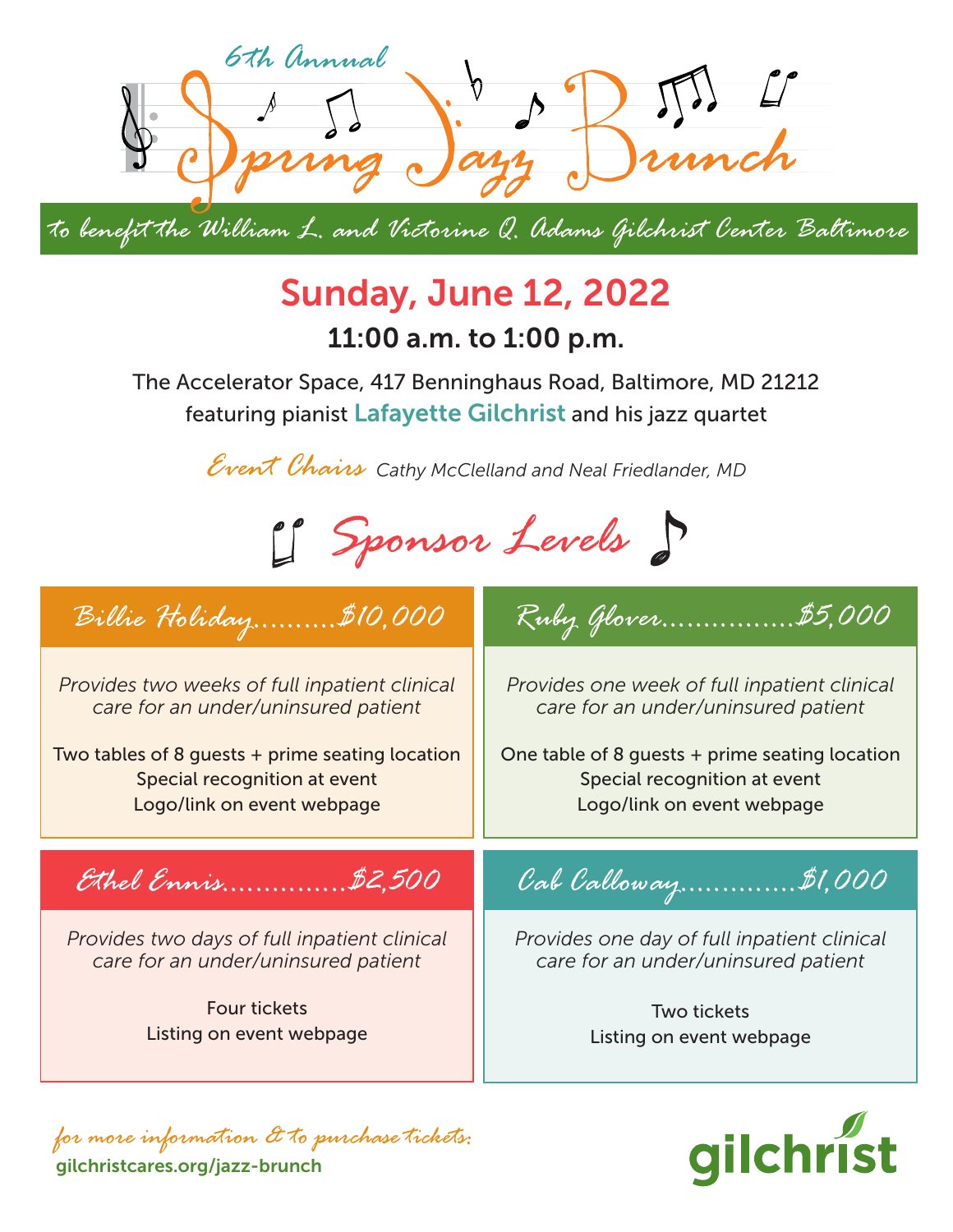6th Annual

# Spring Jazz Brunch

to benefit the William L. and Victorine Q. Adams Gilchrist Center Baltimore

## Sunday, June 12, 2022

### 11:00 a.m. to 1:00 p.m.

The Accelerator Space, 417 Benninghaus Road, Baltimore, MD 21212
featuring pianist Lafayette Gilchrist and his jazz quartet

Event Chairs *Cathy McClelland and Neal Friedlander, MD*

## Sponsor Levels

### Billie Holiday..........$10,000

*Provides two weeks of full inpatient clinical care for an under/uninsured patient*

Two tables of 8 guests + prime seating location
Special recognition at event
Logo/link on event webpage

### Ruby Glover................$5,000

*Provides one week of full inpatient clinical care for an under/uninsured patient*

One table of 8 guests + prime seating location
Special recognition at event
Logo/link on event webpage

### Ethel Ennis..............$2,500

*Provides two days of full inpatient clinical care for an under/uninsured patient*

Four tickets
Listing on event webpage

### Cab Calloway.............$1,000

*Provides one day of full inpatient clinical care for an under/uninsured patient*

Two tickets
Listing on event webpage

for more information & to purchase tickets:
gilchristcares.org/jazz-brunch

gilchrist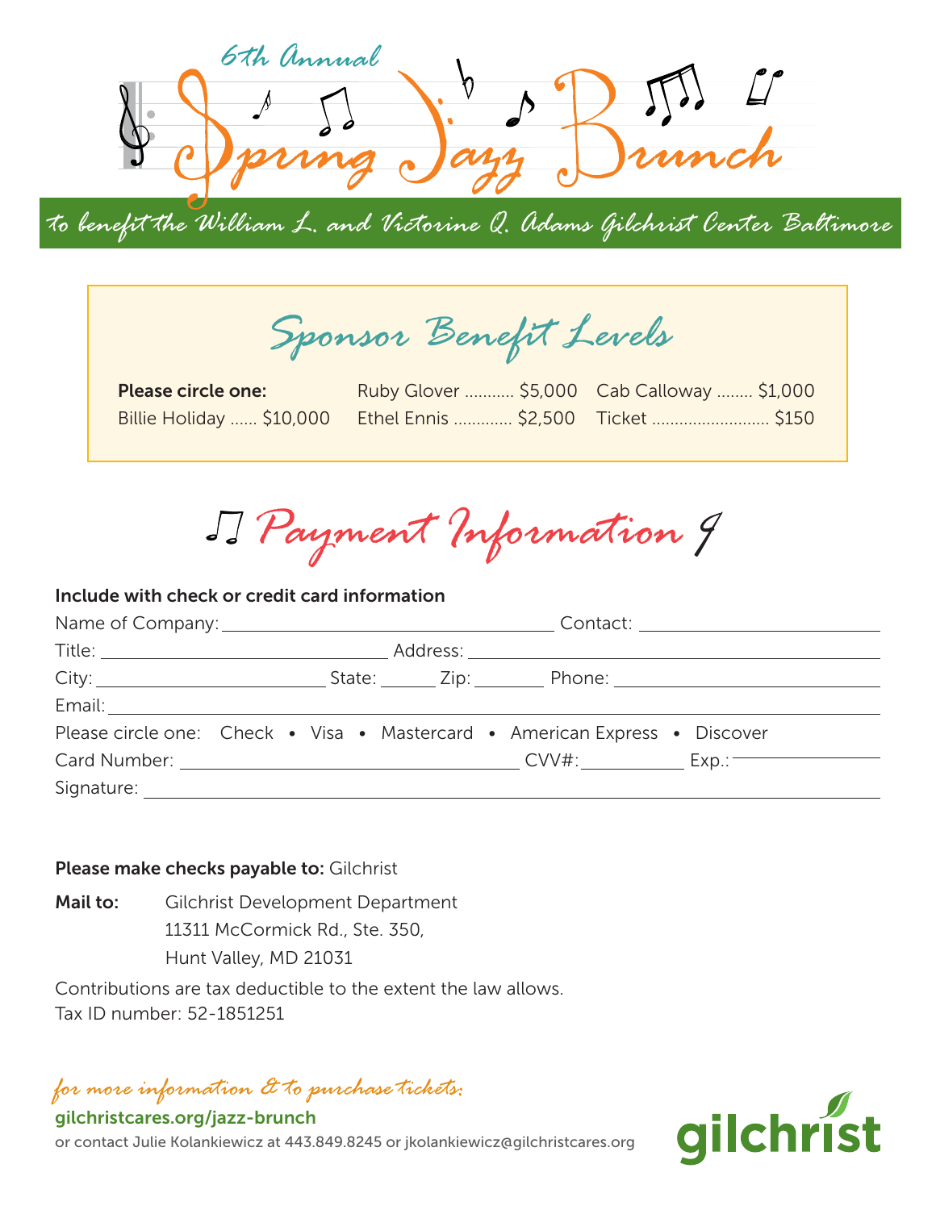6th Annual

# Spring Jazz Brunch

to benefit the William L. and Victorine Q. Adams Gilchrist Center Baltimore

## Sponsor Benefit Levels

**Please circle one:**

Billie Holiday ...... $10,000
Ruby Glover ........... $5,000
Ethel Ennis ............. $2,500
Cab Calloway ........ $1,000
Ticket .......................... $150

## Payment Information

**Include with check or credit card information**

Name of Company: ______________________ Contact: ______________________

Title: ______________________ Address: ______________________

City: ______________ State: ______ Zip: ________ Phone: ______________________

Email: ______________________________________________

Please circle one: Check • Visa • Mastercard • American Express • Discover

Card Number: ______________________ CVV#: __________ Exp.: __________

Signature: ______________________________________________

**Please make checks payable to:** Gilchrist

**Mail to:** Gilchrist Development Department
11311 McCormick Rd., Ste. 350,
Hunt Valley, MD 21031

Contributions are tax deductible to the extent the law allows.
Tax ID number: 52-1851251

*for more information & to purchase tickets:*

**gilchristcares.org/jazz-brunch**

or contact Julie Kolankiewicz at 443.849.8245 or jkolankiewicz@gilchristcares.org

gilchrist